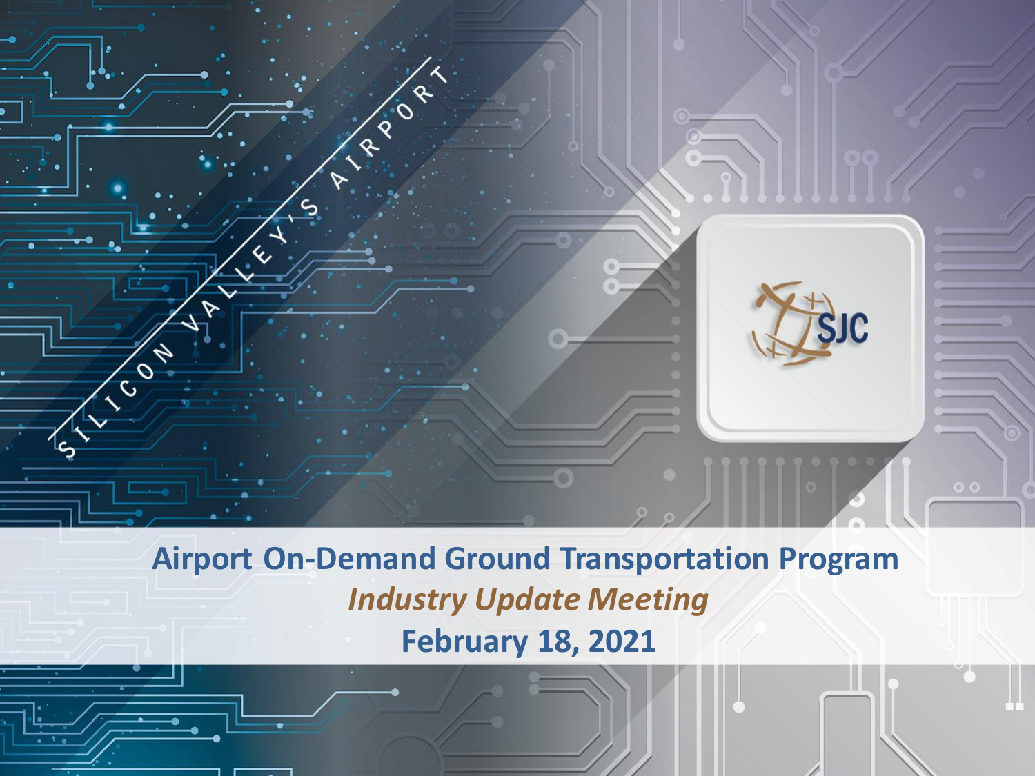SILICON VALLEY'S AIRPORT

SJC

# Airport On-Demand Ground Transportation Program

*Industry Update Meeting*

**February 18, 2021**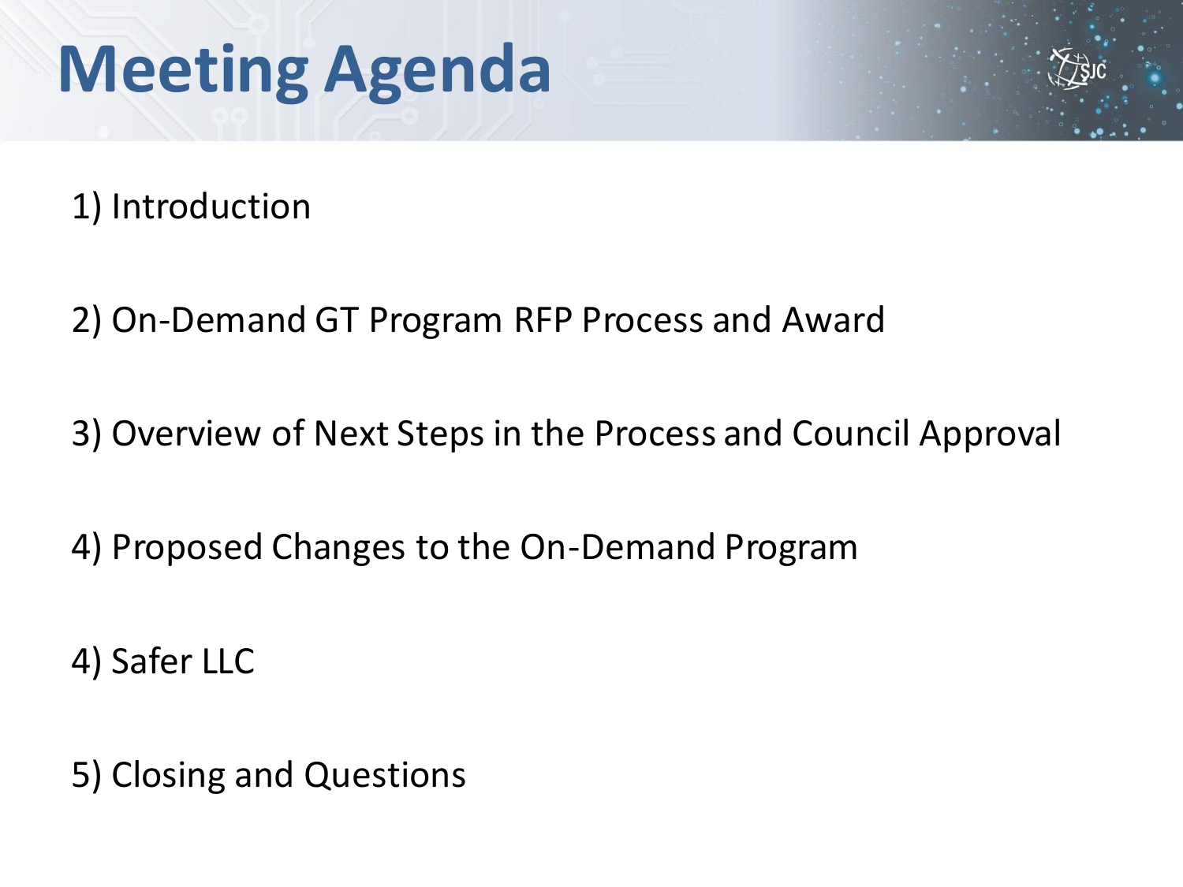# Meeting Agenda

1) Introduction

2) On-Demand GT Program RFP Process and Award

3) Overview of Next Steps in the Process and Council Approval

4) Proposed Changes to the On-Demand Program

4) Safer LLC

5) Closing and Questions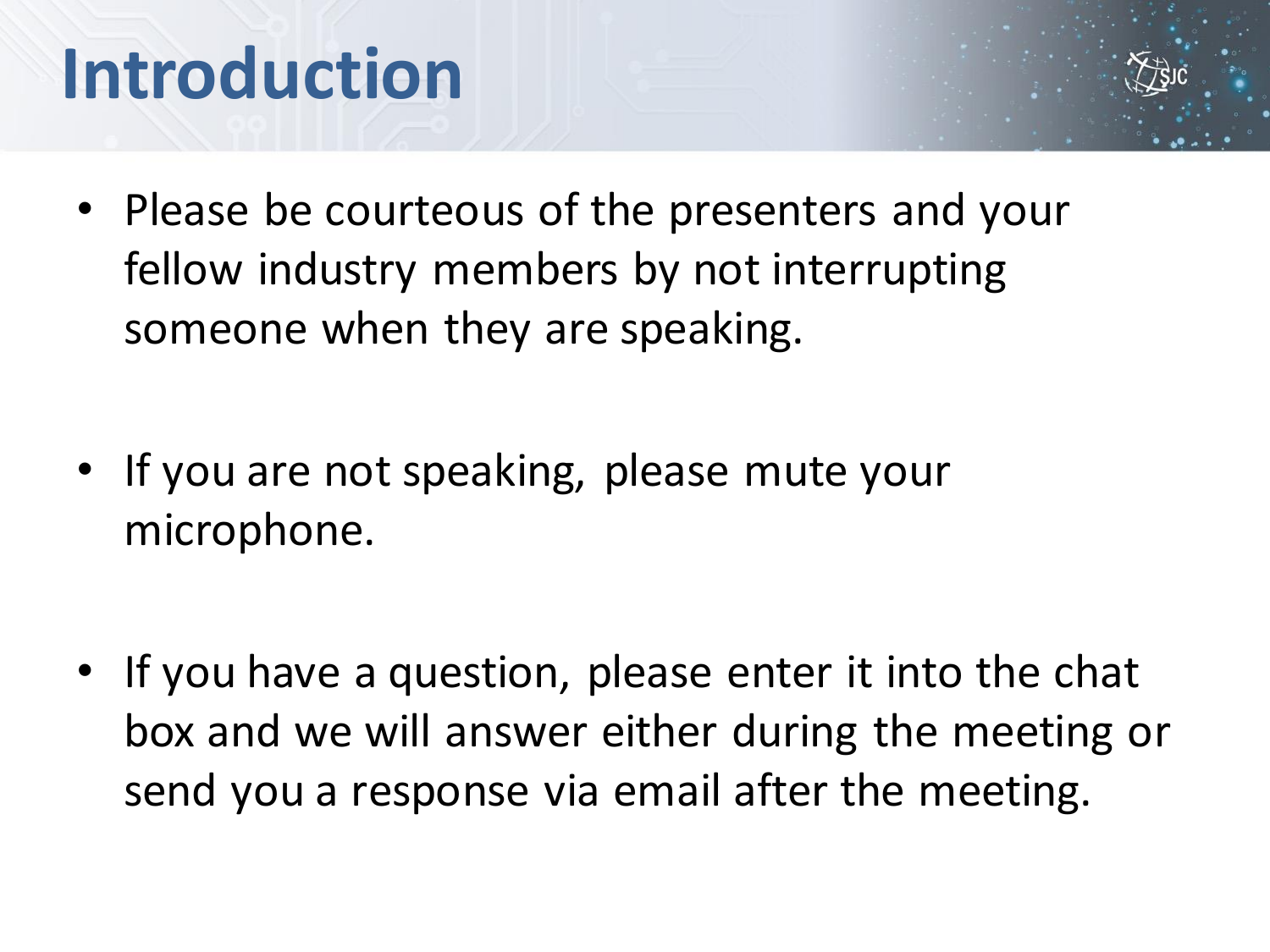# Introduction

- Please be courteous of the presenters and your fellow industry members by not interrupting someone when they are speaking.

- If you are not speaking, please mute your microphone.

- If you have a question, please enter it into the chat box and we will answer either during the meeting or send you a response via email after the meeting.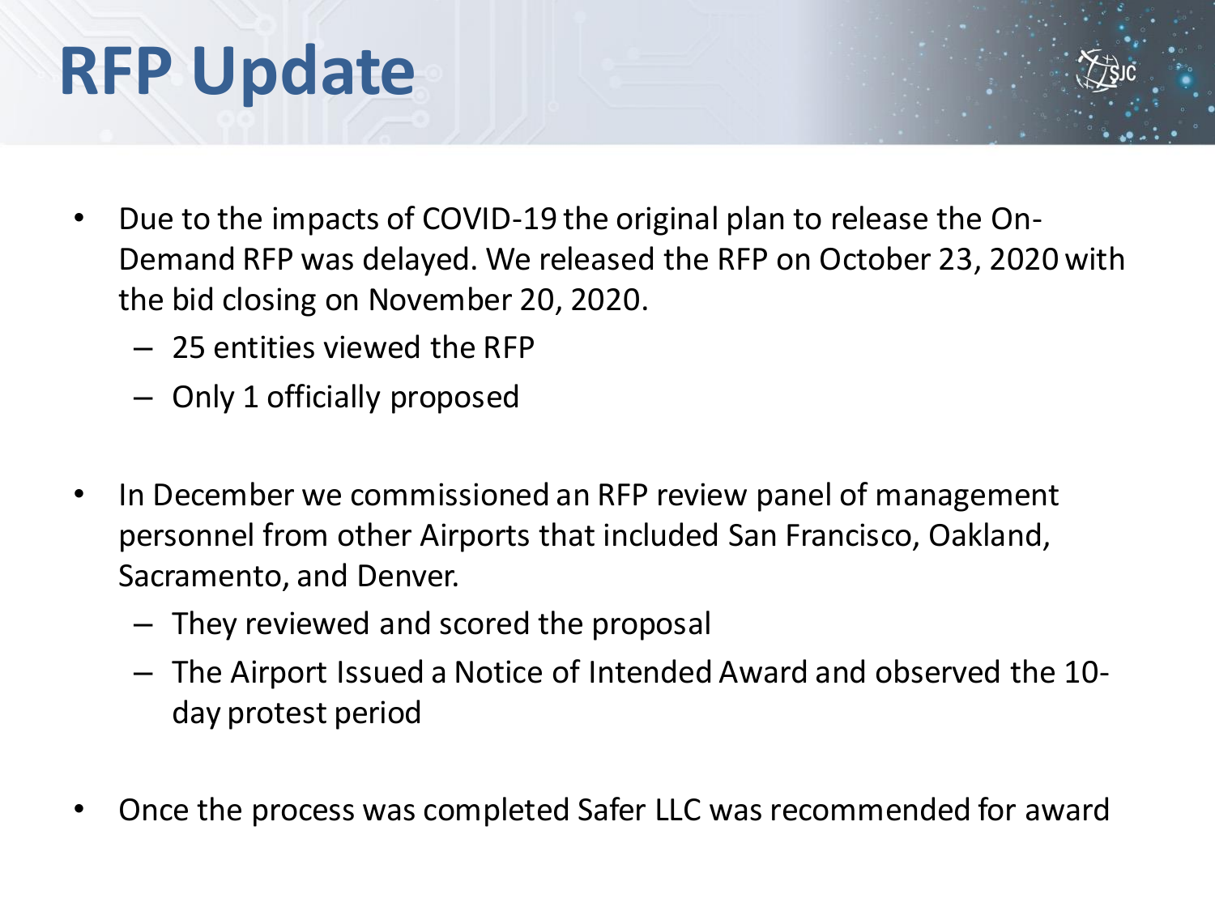# RFP Update

- Due to the impacts of COVID-19 the original plan to release the On-Demand RFP was delayed. We released the RFP on October 23, 2020 with the bid closing on November 20, 2020.
  - 25 entities viewed the RFP
  - Only 1 officially proposed
- In December we commissioned an RFP review panel of management personnel from other Airports that included San Francisco, Oakland, Sacramento, and Denver.
  - They reviewed and scored the proposal
  - The Airport Issued a Notice of Intended Award and observed the 10-day protest period
- Once the process was completed Safer LLC was recommended for award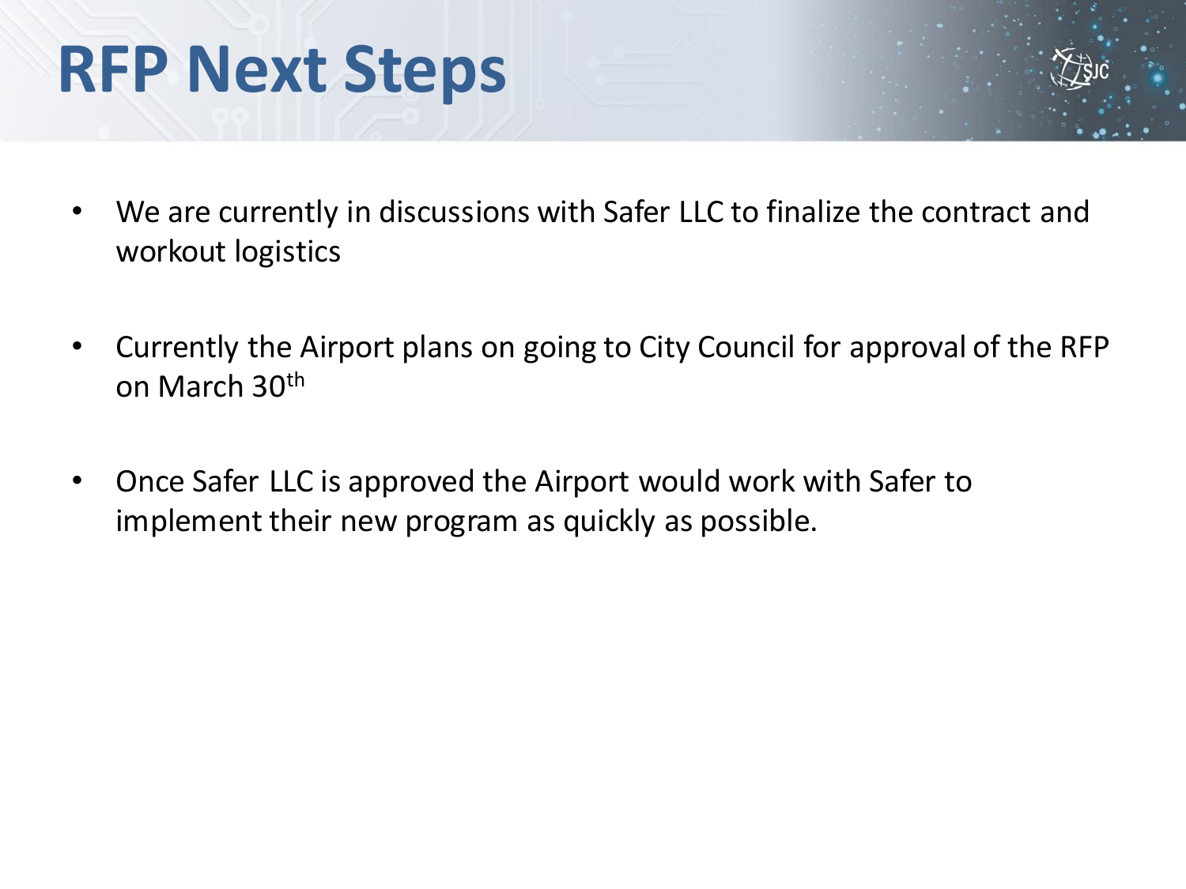# RFP Next Steps

- We are currently in discussions with Safer LLC to finalize the contract and workout logistics
- Currently the Airport plans on going to City Council for approval of the RFP on March 30th
- Once Safer LLC is approved the Airport would work with Safer to implement their new program as quickly as possible.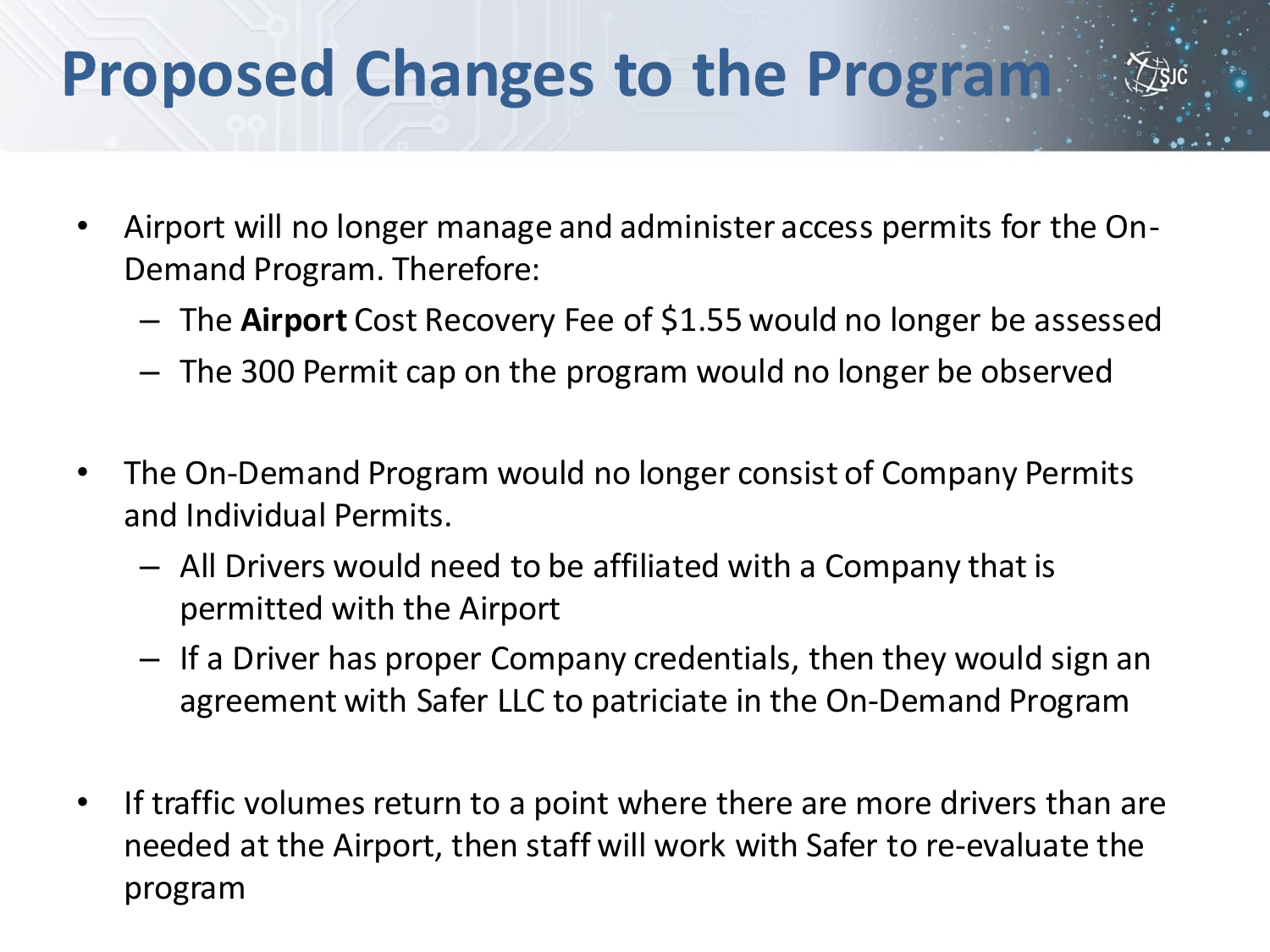# Proposed Changes to the Program

- Airport will no longer manage and administer access permits for the On-Demand Program. Therefore:
  - The **Airport** Cost Recovery Fee of $1.55 would no longer be assessed
  - The 300 Permit cap on the program would no longer be observed
- The On-Demand Program would no longer consist of Company Permits and Individual Permits.
  - All Drivers would need to be affiliated with a Company that is permitted with the Airport
  - If a Driver has proper Company credentials, then they would sign an agreement with Safer LLC to patriciate in the On-Demand Program
- If traffic volumes return to a point where there are more drivers than are needed at the Airport, then staff will work with Safer to re-evaluate the program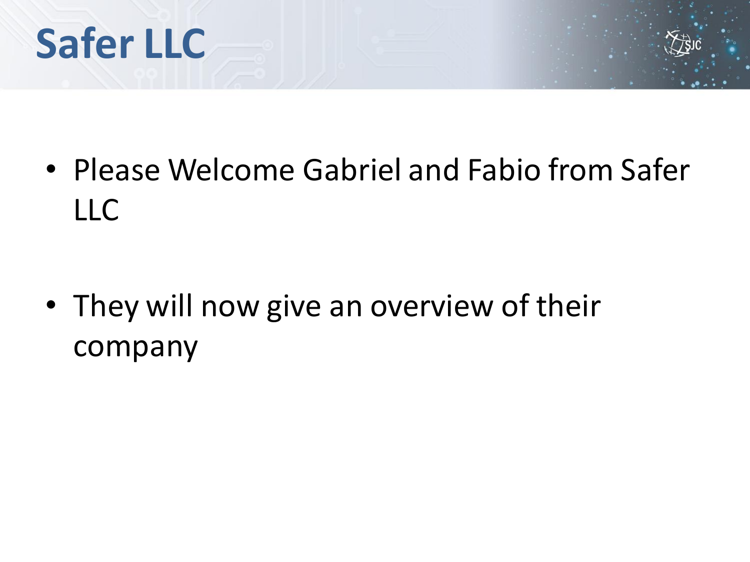# Safer LLC

- Please Welcome Gabriel and Fabio from Safer LLC
- They will now give an overview of their company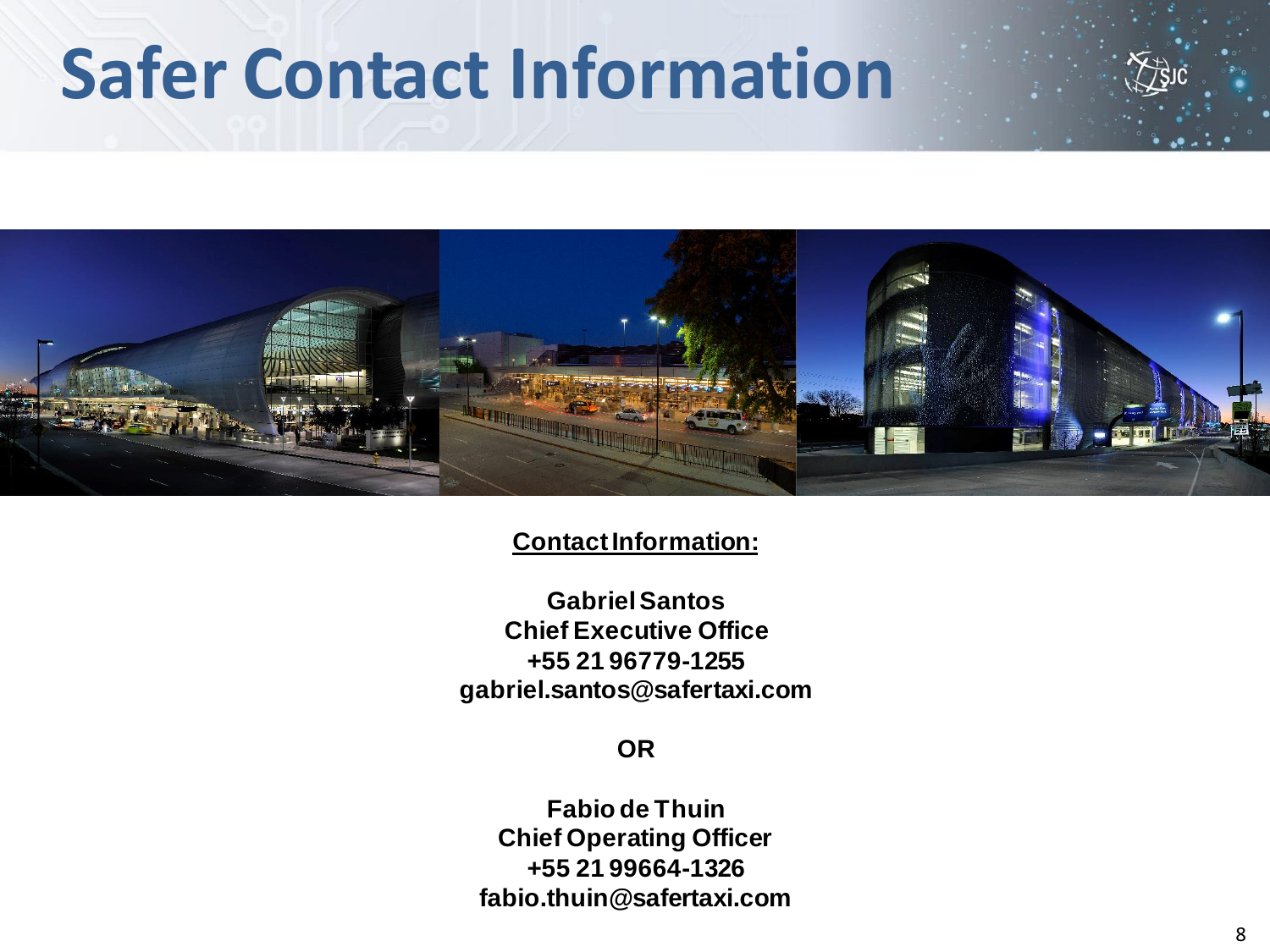# Safer Contact Information

**Contact Information:**

**Gabriel Santos**
**Chief Executive Office**
**+55 21 96779-1255**
**gabriel.santos@safertaxi.com**

**OR**

**Fabio de Thuin**
**Chief Operating Officer**
**+55 21 99664-1326**
**fabio.thuin@safertaxi.com**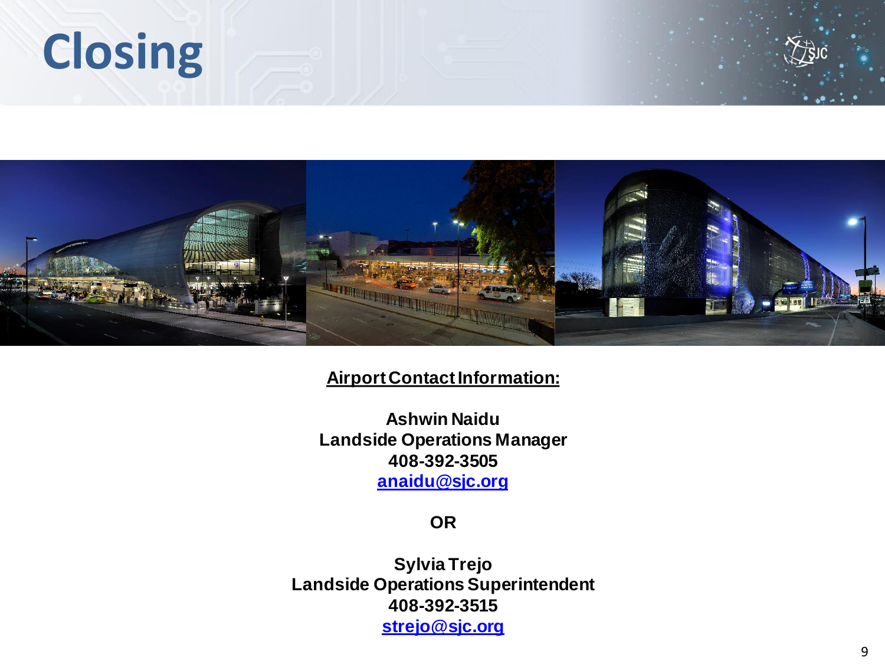# Closing

**Airport Contact Information:**

**Ashwin Naidu**
**Landside Operations Manager**
**408-392-3505**
**anaidu@sjc.org**

**OR**

**Sylvia Trejo**
**Landside Operations Superintendent**
**408-392-3515**
**strejo@sjc.org**